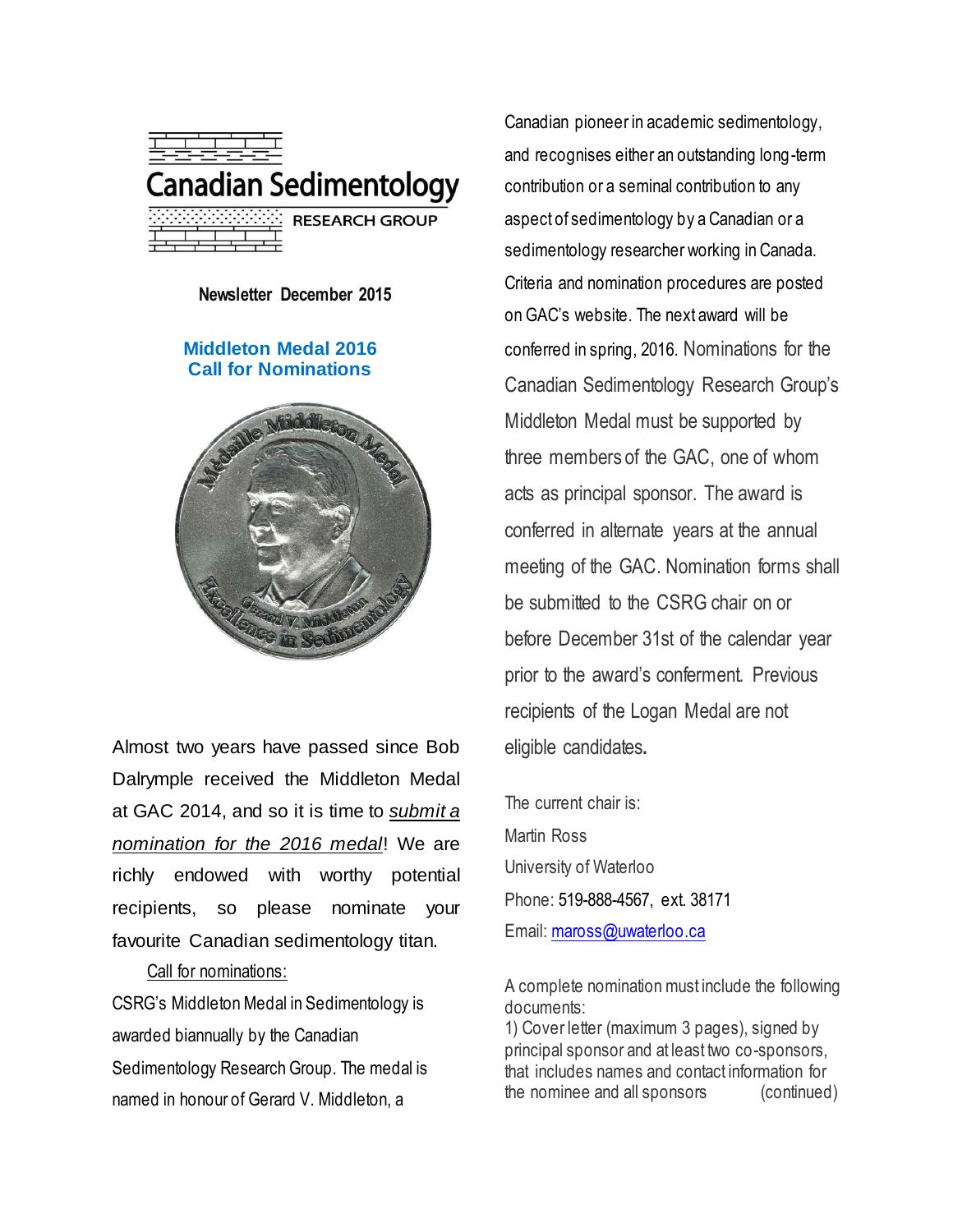# Canadian Sedimentology

RESEARCH GROUP

**Newsletter December 2015**

## Middleton Medal 2016
## Call for Nominations

Almost two years have passed since Bob Dalrymple received the Middleton Medal at GAC 2014, and so it is time to *submit a nomination for the 2016 medal*! We are richly endowed with worthy potential recipients, so please nominate your favourite Canadian sedimentology titan.

Call for nominations:

CSRG's Middleton Medal in Sedimentology is awarded biannually by the Canadian Sedimentology Research Group. The medal is named in honour of Gerard V. Middleton, a Canadian pioneer in academic sedimentology, and recognises either an outstanding long-term contribution or a seminal contribution to any aspect of sedimentology by a Canadian or a sedimentology researcher working in Canada. Criteria and nomination procedures are posted on GAC's website. The next award will be conferred in spring, 2016. Nominations for the Canadian Sedimentology Research Group's Middleton Medal must be supported by three members of the GAC, one of whom acts as principal sponsor. The award is conferred in alternate years at the annual meeting of the GAC. Nomination forms shall be submitted to the CSRG chair on or before December 31st of the calendar year prior to the award's conferment. Previous recipients of the Logan Medal are not eligible candidates.

The current chair is:
Martin Ross
University of Waterloo
Phone: 519-888-4567, ext. 38171
Email: maross@uwaterloo.ca

A complete nomination must include the following documents:
1) Cover letter (maximum 3 pages), signed by principal sponsor and at least two co-sponsors, that includes names and contact information for the nominee and all sponsors (continued)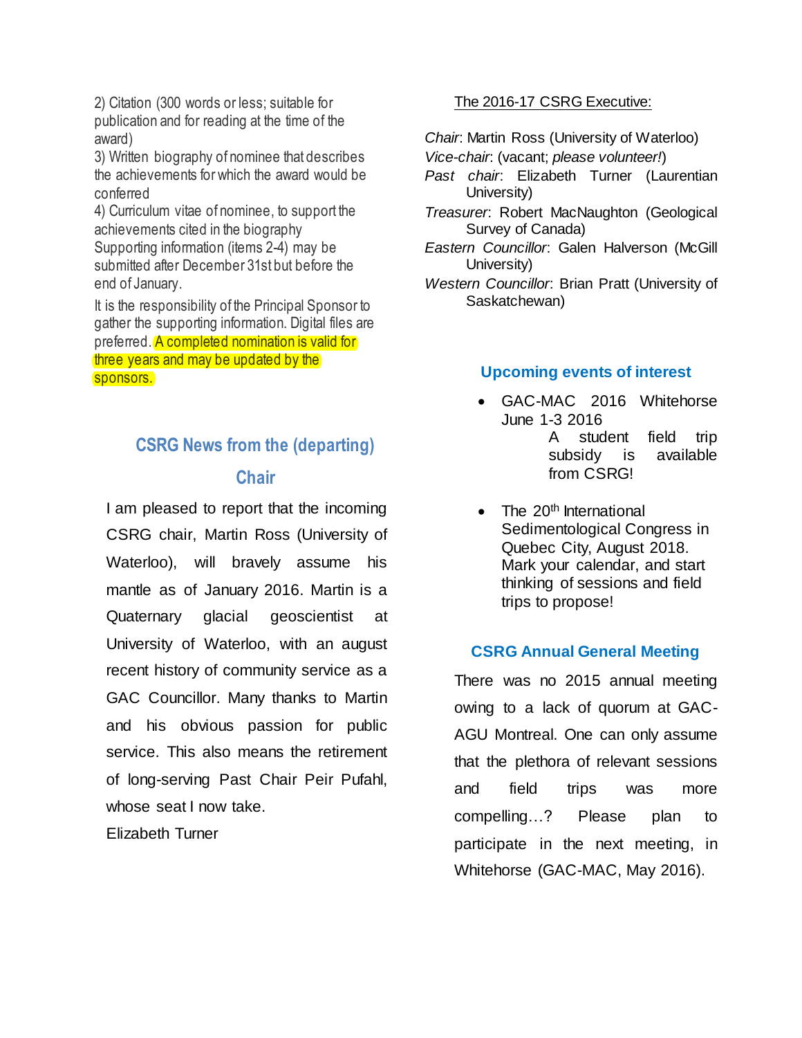2) Citation (300 words or less; suitable for publication and for reading at the time of the award)

3) Written biography of nominee that describes the achievements for which the award would be conferred

4) Curriculum vitae of nominee, to support the achievements cited in the biography

Supporting information (items 2-4) may be submitted after December 31st but before the end of January.

It is the responsibility of the Principal Sponsor to gather the supporting information. Digital files are preferred. A completed nomination is valid for three years and may be updated by the sponsors.

## CSRG News from the (departing) Chair

I am pleased to report that the incoming CSRG chair, Martin Ross (University of Waterloo), will bravely assume his mantle as of January 2016. Martin is a Quaternary glacial geoscientist at University of Waterloo, with an august recent history of community service as a GAC Councillor. Many thanks to Martin and his obvious passion for public service. This also means the retirement of long-serving Past Chair Peir Pufahl, whose seat I now take.

Elizabeth Turner

## The 2016-17 CSRG Executive:

*Chair*: Martin Ross (University of Waterloo)

*Vice-chair*: (vacant; *please volunteer!*)

*Past chair*: Elizabeth Turner (Laurentian University)

*Treasurer*: Robert MacNaughton (Geological Survey of Canada)

*Eastern Councillor*: Galen Halverson (McGill University)

*Western Councillor*: Brian Pratt (University of Saskatchewan)

## Upcoming events of interest

- GAC-MAC 2016 Whitehorse June 1-3 2016
  A student field trip subsidy is available from CSRG!
- The 20th International Sedimentological Congress in Quebec City, August 2018. Mark your calendar, and start thinking of sessions and field trips to propose!

## CSRG Annual General Meeting

There was no 2015 annual meeting owing to a lack of quorum at GAC-AGU Montreal. One can only assume that the plethora of relevant sessions and field trips was more compelling…? Please plan to participate in the next meeting, in Whitehorse (GAC-MAC, May 2016).